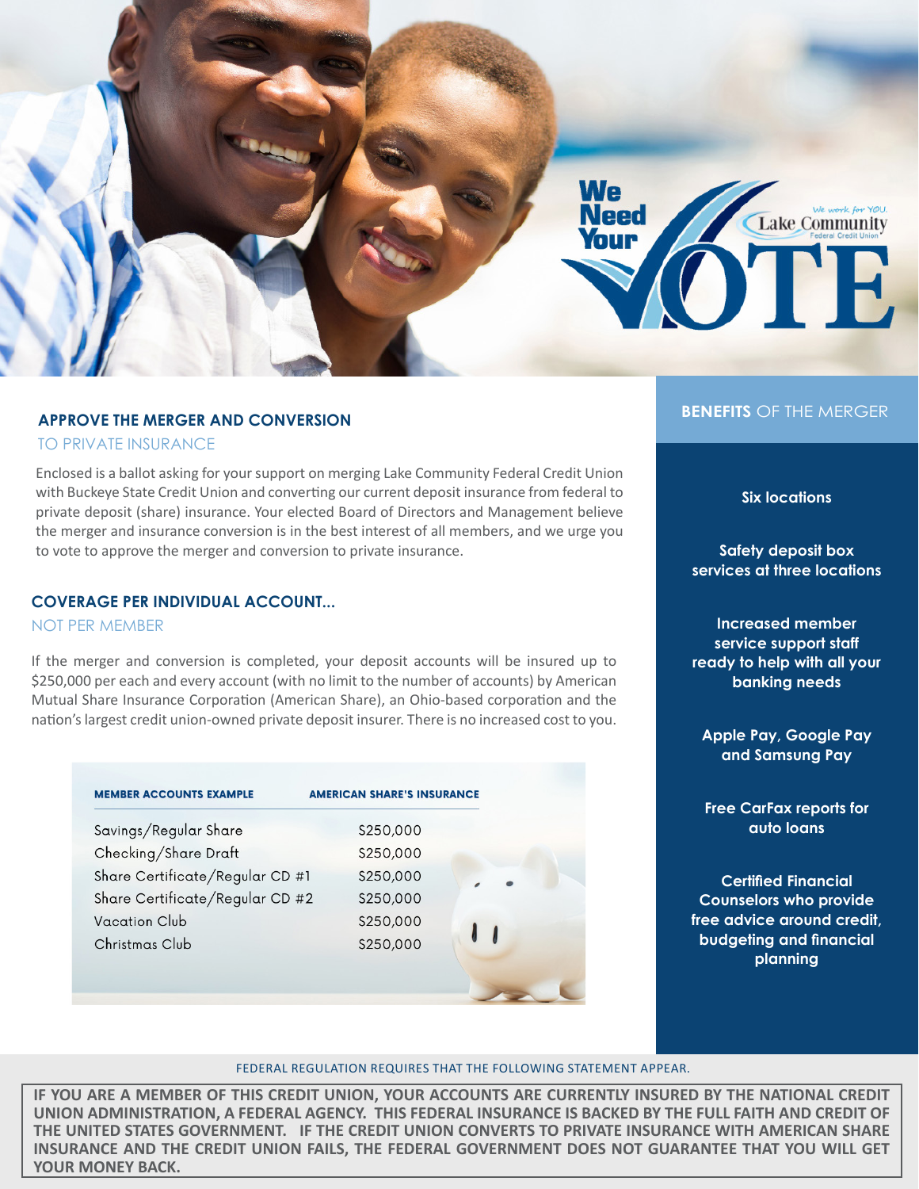# We Need Your VOTE

*We work for YOU.* Lake Community Federal Credit Union

## APPROVE THE MERGER AND CONVERSION

### TO PRIVATE INSURANCE

Enclosed is a ballot asking for your support on merging Lake Community Federal Credit Union with Buckeye State Credit Union and converting our current deposit insurance from federal to private deposit (share) insurance. Your elected Board of Directors and Management believe the merger and insurance conversion is in the best interest of all members, and we urge you to vote to approve the merger and conversion to private insurance.

## COVERAGE PER INDIVIDUAL ACCOUNT...

### NOT PER MEMBER

If the merger and conversion is completed, your deposit accounts will be insured up to $250,000 per each and every account (with no limit to the number of accounts) by American Mutual Share Insurance Corporation (American Share), an Ohio-based corporation and the nation's largest credit union-owned private deposit insurer. There is no increased cost to you.

| MEMBER ACCOUNTS EXAMPLE | AMERICAN SHARE'S INSURANCE |
|---|---|
| Savings/Regular Share | $250,000 |
| Checking/Share Draft | $250,000 |
| Share Certificate/Regular CD #1 | $250,000 |
| Share Certificate/Regular CD #2 | $250,000 |
| Vacation Club | $250,000 |
| Christmas Club | $250,000 |

## BENEFITS OF THE MERGER

- **Six locations**
- **Safety deposit box services at three locations**
- **Increased member service support staff ready to help with all your banking needs**
- **Apple Pay, Google Pay and Samsung Pay**
- **Free CarFax reports for auto loans**
- **Certified Financial Counselors who provide free advice around credit, budgeting and financial planning**

FEDERAL REGULATION REQUIRES THAT THE FOLLOWING STATEMENT APPEAR.

**IF YOU ARE A MEMBER OF THIS CREDIT UNION, YOUR ACCOUNTS ARE CURRENTLY INSURED BY THE NATIONAL CREDIT UNION ADMINISTRATION, A FEDERAL AGENCY. THIS FEDERAL INSURANCE IS BACKED BY THE FULL FAITH AND CREDIT OF THE UNITED STATES GOVERNMENT. IF THE CREDIT UNION CONVERTS TO PRIVATE INSURANCE WITH AMERICAN SHARE INSURANCE AND THE CREDIT UNION FAILS, THE FEDERAL GOVERNMENT DOES NOT GUARANTEE THAT YOU WILL GET YOUR MONEY BACK.**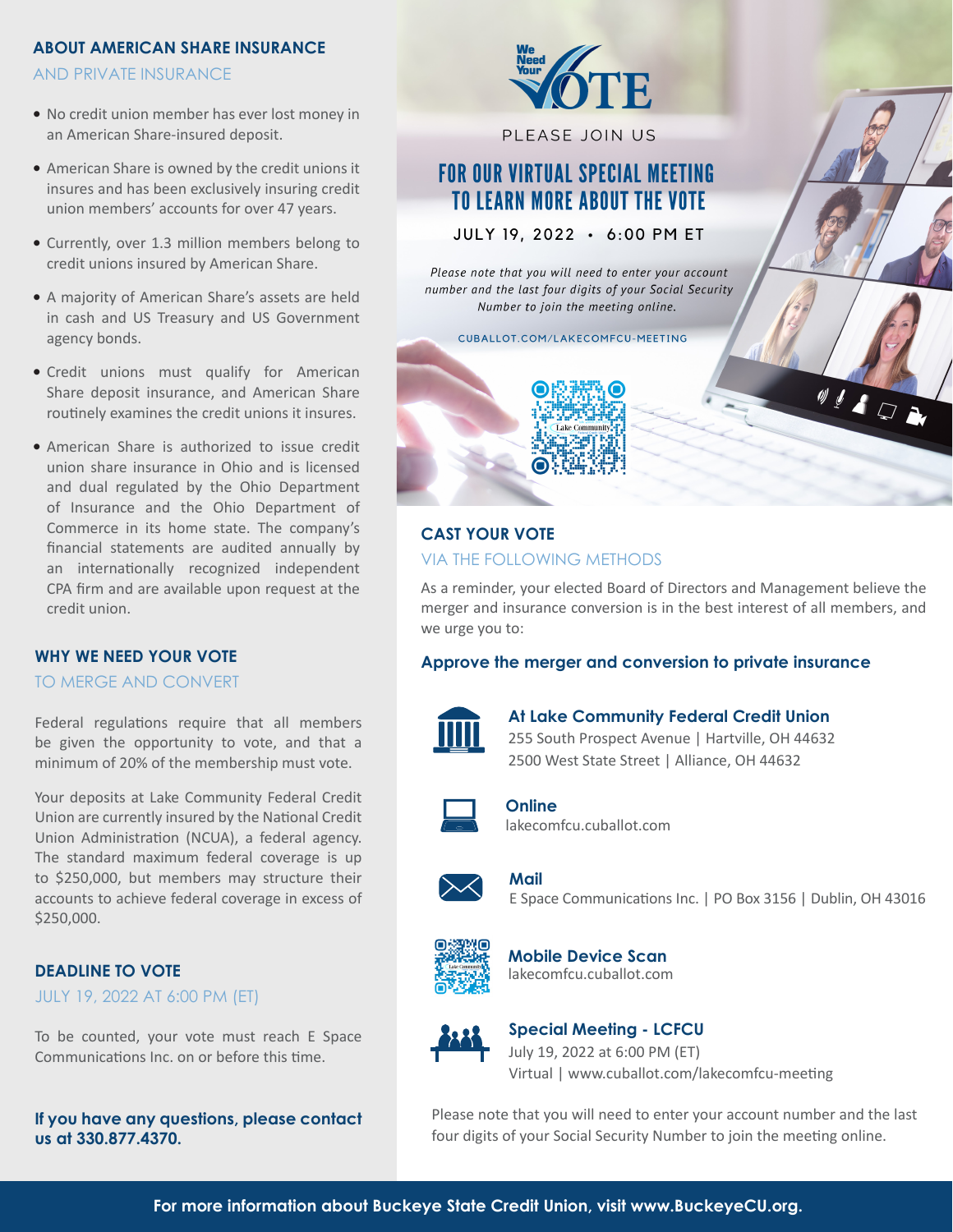## ABOUT AMERICAN SHARE INSURANCE

AND PRIVATE INSURANCE

- No credit union member has ever lost money in an American Share-insured deposit.
- American Share is owned by the credit unions it insures and has been exclusively insuring credit union members' accounts for over 47 years.
- Currently, over 1.3 million members belong to credit unions insured by American Share.
- A majority of American Share's assets are held in cash and US Treasury and US Government agency bonds.
- Credit unions must qualify for American Share deposit insurance, and American Share routinely examines the credit unions it insures.
- American Share is authorized to issue credit union share insurance in Ohio and is licensed and dual regulated by the Ohio Department of Insurance and the Ohio Department of Commerce in its home state. The company's financial statements are audited annually by an internationally recognized independent CPA firm and are available upon request at the credit union.

## WHY WE NEED YOUR VOTE

TO MERGE AND CONVERT

Federal regulations require that all members be given the opportunity to vote, and that a minimum of 20% of the membership must vote.

Your deposits at Lake Community Federal Credit Union are currently insured by the National Credit Union Administration (NCUA), a federal agency. The standard maximum federal coverage is up to $250,000, but members may structure their accounts to achieve federal coverage in excess of $250,000.

## DEADLINE TO VOTE

JULY 19, 2022 AT 6:00 PM (ET)

To be counted, your vote must reach E Space Communications Inc. on or before this time.

**If you have any questions, please contact us at 330.877.4370.**

We Need Your VOTE

PLEASE JOIN US

# FOR OUR VIRTUAL SPECIAL MEETING TO LEARN MORE ABOUT THE VOTE

JULY 19, 2022 • 6:00 PM ET

*Please note that you will need to enter your account number and the last four digits of your Social Security Number to join the meeting online.*

CUBALLOT.COM/LAKECOMFCU-MEETING

## CAST YOUR VOTE

VIA THE FOLLOWING METHODS

As a reminder, your elected Board of Directors and Management believe the merger and insurance conversion is in the best interest of all members, and we urge you to:

**Approve the merger and conversion to private insurance**

**At Lake Community Federal Credit Union**
255 South Prospect Avenue | Hartville, OH 44632
2500 West State Street | Alliance, OH 44632

**Online**
lakecomfcu.cuballot.com

**Mail**
E Space Communications Inc. | PO Box 3156 | Dublin, OH 43016

**Mobile Device Scan**
lakecomfcu.cuballot.com

**Special Meeting - LCFCU**
July 19, 2022 at 6:00 PM (ET)
Virtual | www.cuballot.com/lakecomfcu-meeting

Please note that you will need to enter your account number and the last four digits of your Social Security Number to join the meeting online.

**For more information about Buckeye State Credit Union, visit www.BuckeyeCU.org.**